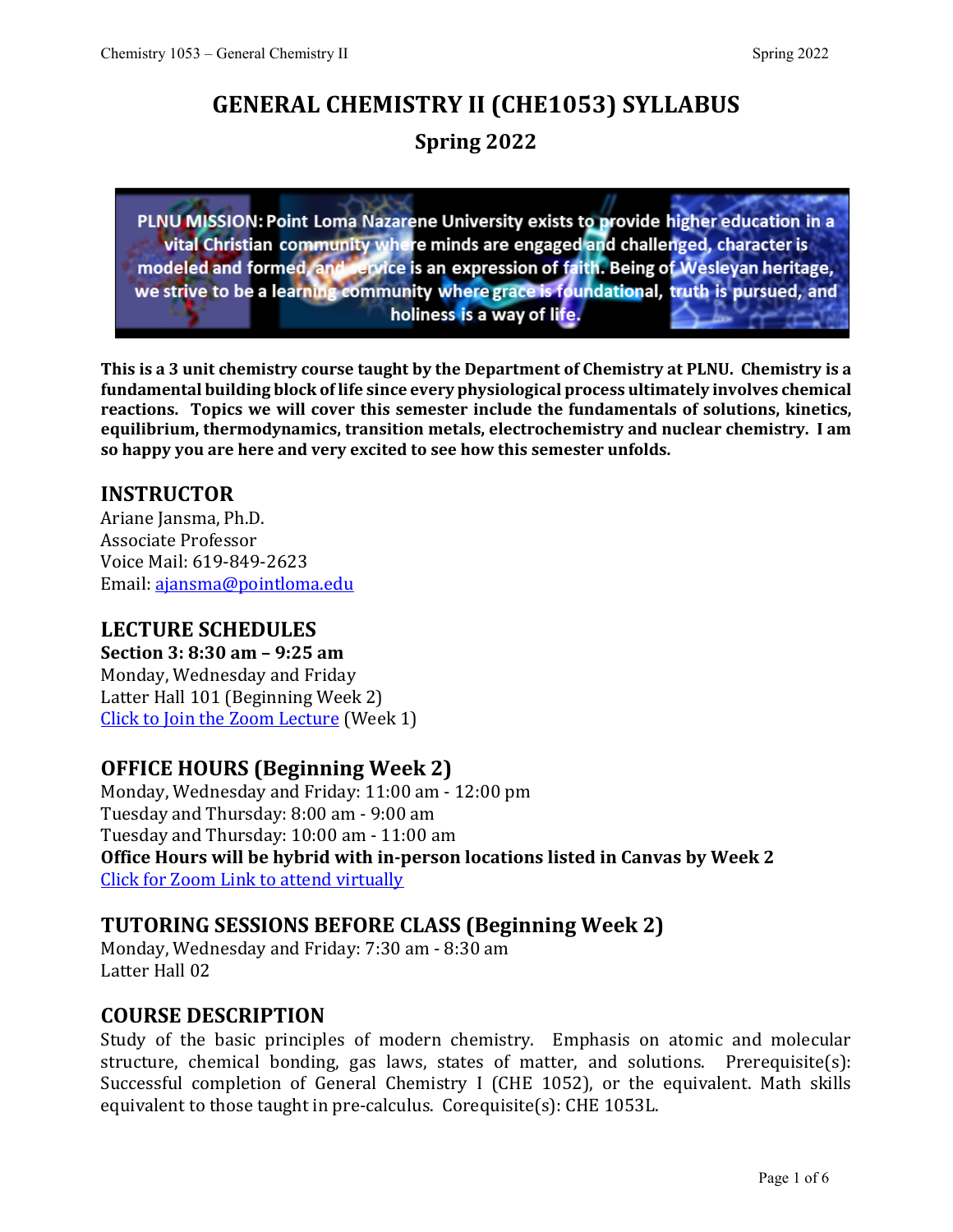# GENERAL CHEMISTRY II (CHE1053) SYLLABUS

## Spring 2022

PLNU MISSION: Point Loma Nazarene University exists to provide higher education in a vital Christian community where minds are engaged and challenged, character is modeled and formed, and service is an expression of faith. Being of Wesleyan heritage, we strive to be a learning community where grace is foundational, truth is pursued, and holiness is a way of life.

**This is a 3 unit chemistry course taught by the Department of Chemistry at PLNU. Chemistry is a fundamental building block of life since every physiological process ultimately involves chemical reactions. Topics we will cover this semester include the fundamentals of solutions, kinetics, equilibrium, thermodynamics, transition metals, electrochemistry and nuclear chemistry. I am so happy you are here and very excited to see how this semester unfolds.**

## INSTRUCTOR

Ariane Jansma, Ph.D.
Associate Professor
Voice Mail: 619-849-2623
Email: ajansma@pointloma.edu

## LECTURE SCHEDULES

**Section 3: 8:30 am – 9:25 am**
Monday, Wednesday and Friday
Latter Hall 101 (Beginning Week 2)
Click to Join the Zoom Lecture (Week 1)

## OFFICE HOURS (Beginning Week 2)

Monday, Wednesday and Friday: 11:00 am - 12:00 pm
Tuesday and Thursday: 8:00 am - 9:00 am
Tuesday and Thursday: 10:00 am - 11:00 am
**Office Hours will be hybrid with in-person locations listed in Canvas by Week 2**
Click for Zoom Link to attend virtually

## TUTORING SESSIONS BEFORE CLASS (Beginning Week 2)

Monday, Wednesday and Friday: 7:30 am - 8:30 am
Latter Hall 02

## COURSE DESCRIPTION

Study of the basic principles of modern chemistry. Emphasis on atomic and molecular structure, chemical bonding, gas laws, states of matter, and solutions. Prerequisite(s): Successful completion of General Chemistry I (CHE 1052), or the equivalent. Math skills equivalent to those taught in pre-calculus. Corequisite(s): CHE 1053L.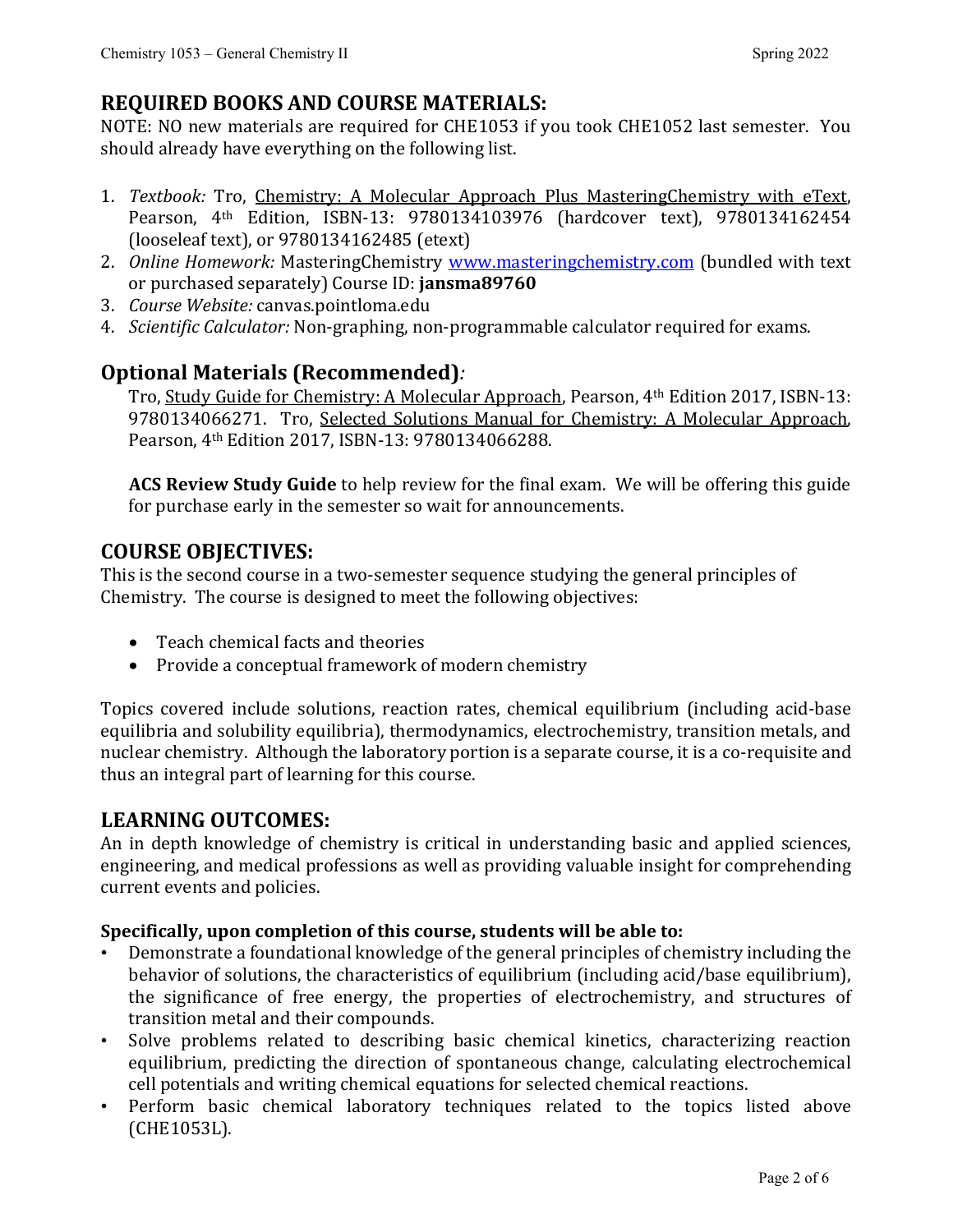## REQUIRED BOOKS AND COURSE MATERIALS:

NOTE: NO new materials are required for CHE1053 if you took CHE1052 last semester. You should already have everything on the following list.

1. *Textbook:* Tro, Chemistry: A Molecular Approach Plus MasteringChemistry with eText, Pearson, 4th Edition, ISBN-13: 9780134103976 (hardcover text), 9780134162454 (looseleaf text), or 9780134162485 (etext)
2. *Online Homework:* MasteringChemistry www.masteringchemistry.com (bundled with text or purchased separately) Course ID: **jansma89760**
3. *Course Website:* canvas.pointloma.edu
4. *Scientific Calculator:* Non-graphing, non-programmable calculator required for exams.

## Optional Materials (Recommended):

Tro, Study Guide for Chemistry: A Molecular Approach, Pearson, 4th Edition 2017, ISBN-13: 9780134066271. Tro, Selected Solutions Manual for Chemistry: A Molecular Approach, Pearson, 4th Edition 2017, ISBN-13: 9780134066288.

**ACS Review Study Guide** to help review for the final exam. We will be offering this guide for purchase early in the semester so wait for announcements.

## COURSE OBJECTIVES:

This is the second course in a two-semester sequence studying the general principles of Chemistry. The course is designed to meet the following objectives:

- Teach chemical facts and theories
- Provide a conceptual framework of modern chemistry

Topics covered include solutions, reaction rates, chemical equilibrium (including acid-base equilibria and solubility equilibria), thermodynamics, electrochemistry, transition metals, and nuclear chemistry. Although the laboratory portion is a separate course, it is a co-requisite and thus an integral part of learning for this course.

## LEARNING OUTCOMES:

An in depth knowledge of chemistry is critical in understanding basic and applied sciences, engineering, and medical professions as well as providing valuable insight for comprehending current events and policies.

**Specifically, upon completion of this course, students will be able to:**

- Demonstrate a foundational knowledge of the general principles of chemistry including the behavior of solutions, the characteristics of equilibrium (including acid/base equilibrium), the significance of free energy, the properties of electrochemistry, and structures of transition metal and their compounds.
- Solve problems related to describing basic chemical kinetics, characterizing reaction equilibrium, predicting the direction of spontaneous change, calculating electrochemical cell potentials and writing chemical equations for selected chemical reactions.
- Perform basic chemical laboratory techniques related to the topics listed above (CHE1053L).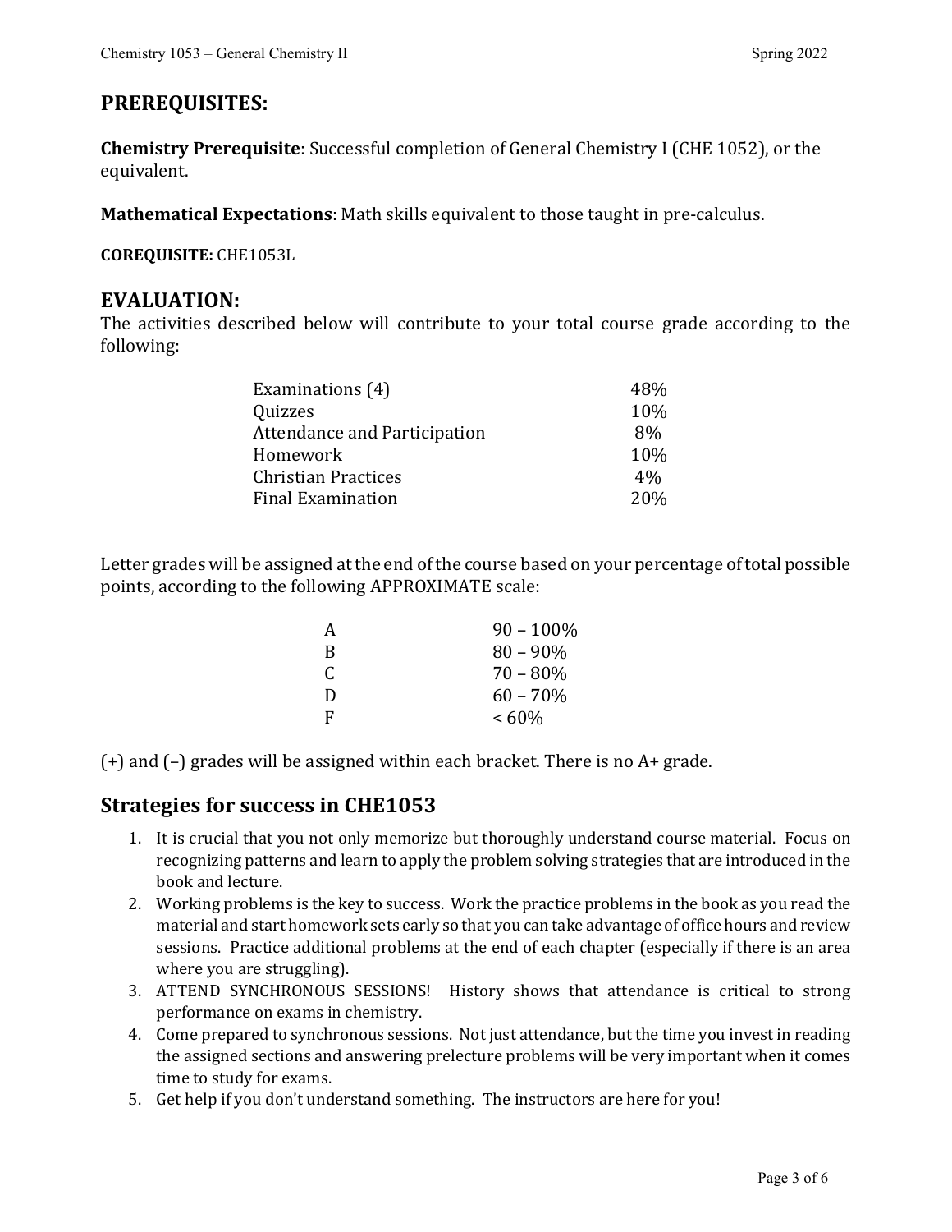## PREREQUISITES:

**Chemistry Prerequisite**: Successful completion of General Chemistry I (CHE 1052), or the equivalent.

**Mathematical Expectations**: Math skills equivalent to those taught in pre-calculus.

**COREQUISITE:** CHE1053L

## EVALUATION:

The activities described below will contribute to your total course grade according to the following:

| | |
|---|---|
| Examinations (4) | 48% |
| Quizzes | 10% |
| Attendance and Participation | 8% |
| Homework | 10% |
| Christian Practices | 4% |
| Final Examination | 20% |

Letter grades will be assigned at the end of the course based on your percentage of total possible points, according to the following APPROXIMATE scale:

| | |
|---|---|
| A | 90 – 100% |
| B | 80 – 90% |
| C | 70 – 80% |
| D | 60 – 70% |
| F | < 60% |

(+) and (–) grades will be assigned within each bracket. There is no A+ grade.

## Strategies for success in CHE1053

1. It is crucial that you not only memorize but thoroughly understand course material. Focus on recognizing patterns and learn to apply the problem solving strategies that are introduced in the book and lecture.
2. Working problems is the key to success. Work the practice problems in the book as you read the material and start homework sets early so that you can take advantage of office hours and review sessions. Practice additional problems at the end of each chapter (especially if there is an area where you are struggling).
3. ATTEND SYNCHRONOUS SESSIONS! History shows that attendance is critical to strong performance on exams in chemistry.
4. Come prepared to synchronous sessions. Not just attendance, but the time you invest in reading the assigned sections and answering prelecture problems will be very important when it comes time to study for exams.
5. Get help if you don't understand something. The instructors are here for you!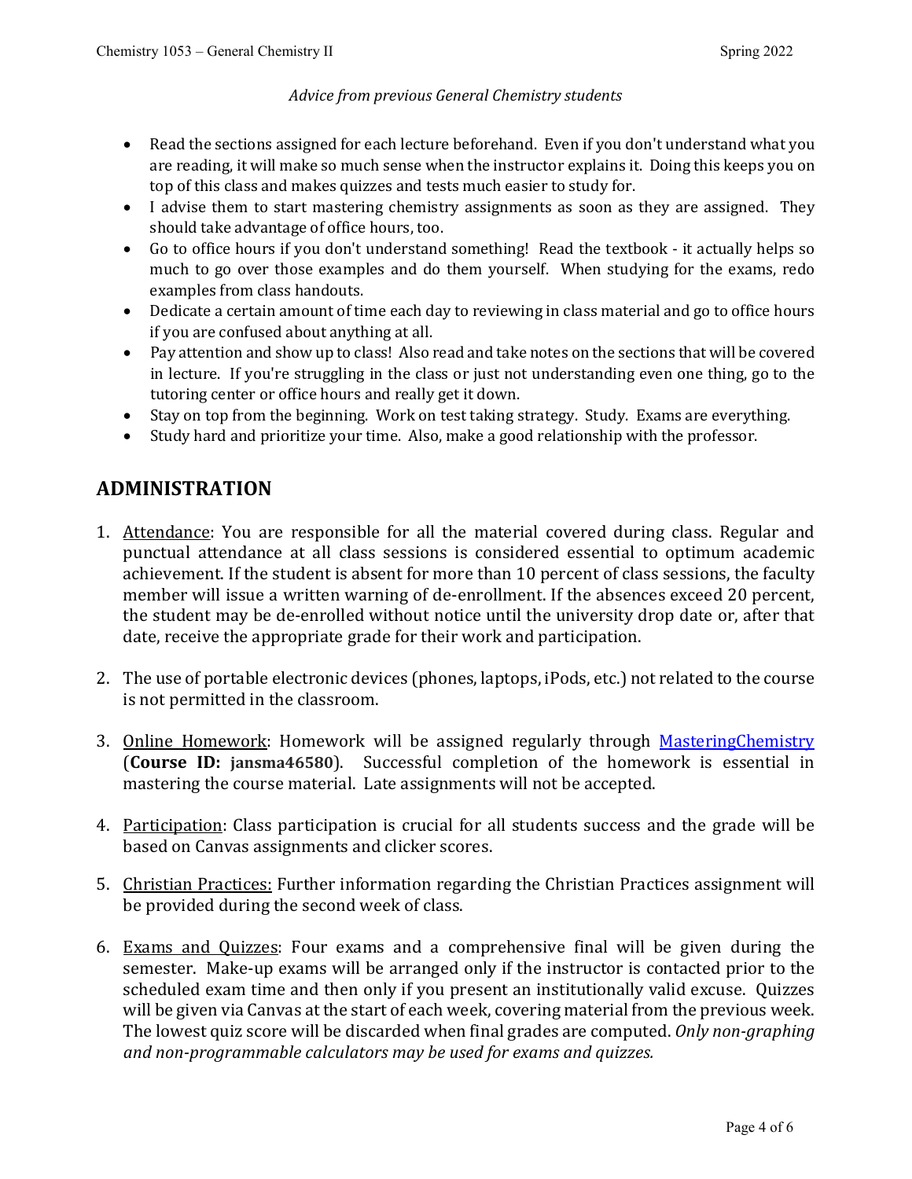*Advice from previous General Chemistry students*

- Read the sections assigned for each lecture beforehand. Even if you don't understand what you are reading, it will make so much sense when the instructor explains it. Doing this keeps you on top of this class and makes quizzes and tests much easier to study for.
- I advise them to start mastering chemistry assignments as soon as they are assigned. They should take advantage of office hours, too.
- Go to office hours if you don't understand something! Read the textbook - it actually helps so much to go over those examples and do them yourself. When studying for the exams, redo examples from class handouts.
- Dedicate a certain amount of time each day to reviewing in class material and go to office hours if you are confused about anything at all.
- Pay attention and show up to class! Also read and take notes on the sections that will be covered in lecture. If you're struggling in the class or just not understanding even one thing, go to the tutoring center or office hours and really get it down.
- Stay on top from the beginning. Work on test taking strategy. Study. Exams are everything.
- Study hard and prioritize your time. Also, make a good relationship with the professor.

## ADMINISTRATION

1. Attendance: You are responsible for all the material covered during class. Regular and punctual attendance at all class sessions is considered essential to optimum academic achievement. If the student is absent for more than 10 percent of class sessions, the faculty member will issue a written warning of de-enrollment. If the absences exceed 20 percent, the student may be de-enrolled without notice until the university drop date or, after that date, receive the appropriate grade for their work and participation.

2. The use of portable electronic devices (phones, laptops, iPods, etc.) not related to the course is not permitted in the classroom.

3. Online Homework: Homework will be assigned regularly through MasteringChemistry (**Course ID: jansma46580**). Successful completion of the homework is essential in mastering the course material. Late assignments will not be accepted.

4. Participation: Class participation is crucial for all students success and the grade will be based on Canvas assignments and clicker scores.

5. Christian Practices: Further information regarding the Christian Practices assignment will be provided during the second week of class.

6. Exams and Quizzes: Four exams and a comprehensive final will be given during the semester. Make-up exams will be arranged only if the instructor is contacted prior to the scheduled exam time and then only if you present an institutionally valid excuse. Quizzes will be given via Canvas at the start of each week, covering material from the previous week. The lowest quiz score will be discarded when final grades are computed. *Only non-graphing and non-programmable calculators may be used for exams and quizzes.*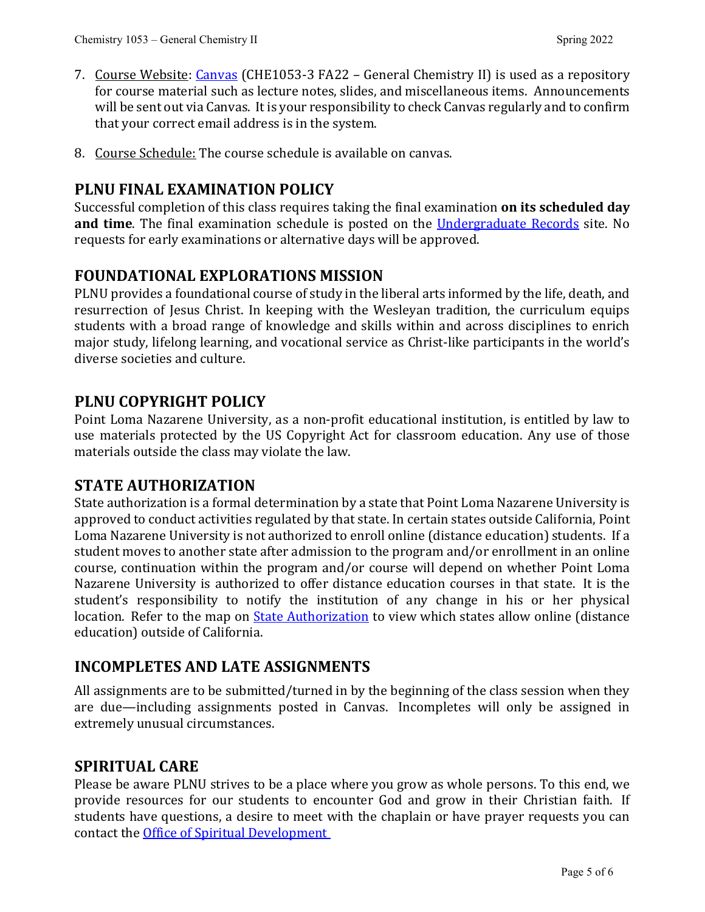7. Course Website: Canvas (CHE1053-3 FA22 – General Chemistry II) is used as a repository for course material such as lecture notes, slides, and miscellaneous items. Announcements will be sent out via Canvas. It is your responsibility to check Canvas regularly and to confirm that your correct email address is in the system.

8. Course Schedule: The course schedule is available on canvas.

## PLNU FINAL EXAMINATION POLICY

Successful completion of this class requires taking the final examination **on its scheduled day and time**. The final examination schedule is posted on the Undergraduate Records site. No requests for early examinations or alternative days will be approved.

## FOUNDATIONAL EXPLORATIONS MISSION

PLNU provides a foundational course of study in the liberal arts informed by the life, death, and resurrection of Jesus Christ. In keeping with the Wesleyan tradition, the curriculum equips students with a broad range of knowledge and skills within and across disciplines to enrich major study, lifelong learning, and vocational service as Christ-like participants in the world's diverse societies and culture.

## PLNU COPYRIGHT POLICY

Point Loma Nazarene University, as a non-profit educational institution, is entitled by law to use materials protected by the US Copyright Act for classroom education. Any use of those materials outside the class may violate the law.

## STATE AUTHORIZATION

State authorization is a formal determination by a state that Point Loma Nazarene University is approved to conduct activities regulated by that state. In certain states outside California, Point Loma Nazarene University is not authorized to enroll online (distance education) students. If a student moves to another state after admission to the program and/or enrollment in an online course, continuation within the program and/or course will depend on whether Point Loma Nazarene University is authorized to offer distance education courses in that state. It is the student's responsibility to notify the institution of any change in his or her physical location. Refer to the map on State Authorization to view which states allow online (distance education) outside of California.

## INCOMPLETES AND LATE ASSIGNMENTS

All assignments are to be submitted/turned in by the beginning of the class session when they are due—including assignments posted in Canvas. Incompletes will only be assigned in extremely unusual circumstances.

## SPIRITUAL CARE

Please be aware PLNU strives to be a place where you grow as whole persons. To this end, we provide resources for our students to encounter God and grow in their Christian faith. If students have questions, a desire to meet with the chaplain or have prayer requests you can contact the Office of Spiritual Development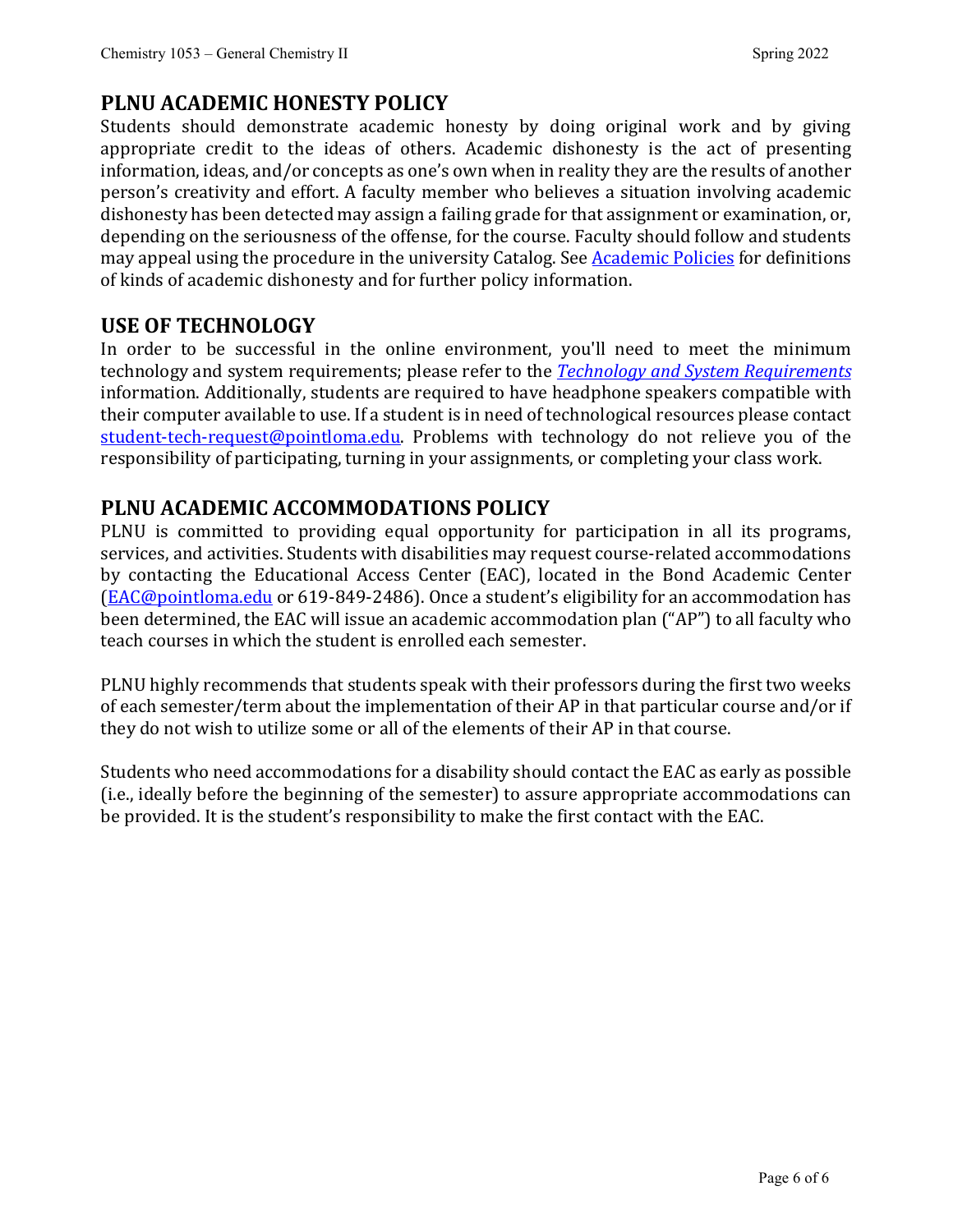## PLNU ACADEMIC HONESTY POLICY

Students should demonstrate academic honesty by doing original work and by giving appropriate credit to the ideas of others. Academic dishonesty is the act of presenting information, ideas, and/or concepts as one's own when in reality they are the results of another person's creativity and effort. A faculty member who believes a situation involving academic dishonesty has been detected may assign a failing grade for that assignment or examination, or, depending on the seriousness of the offense, for the course. Faculty should follow and students may appeal using the procedure in the university Catalog. See [Academic Policies] for definitions of kinds of academic dishonesty and for further policy information.

## USE OF TECHNOLOGY

In order to be successful in the online environment, you'll need to meet the minimum technology and system requirements; please refer to the *Technology and System Requirements* information. Additionally, students are required to have headphone speakers compatible with their computer available to use. If a student is in need of technological resources please contact student-tech-request@pointloma.edu. Problems with technology do not relieve you of the responsibility of participating, turning in your assignments, or completing your class work.

## PLNU ACADEMIC ACCOMMODATIONS POLICY

PLNU is committed to providing equal opportunity for participation in all its programs, services, and activities. Students with disabilities may request course-related accommodations by contacting the Educational Access Center (EAC), located in the Bond Academic Center (EAC@pointloma.edu or 619-849-2486). Once a student's eligibility for an accommodation has been determined, the EAC will issue an academic accommodation plan ("AP") to all faculty who teach courses in which the student is enrolled each semester.

PLNU highly recommends that students speak with their professors during the first two weeks of each semester/term about the implementation of their AP in that particular course and/or if they do not wish to utilize some or all of the elements of their AP in that course.

Students who need accommodations for a disability should contact the EAC as early as possible (i.e., ideally before the beginning of the semester) to assure appropriate accommodations can be provided. It is the student's responsibility to make the first contact with the EAC.